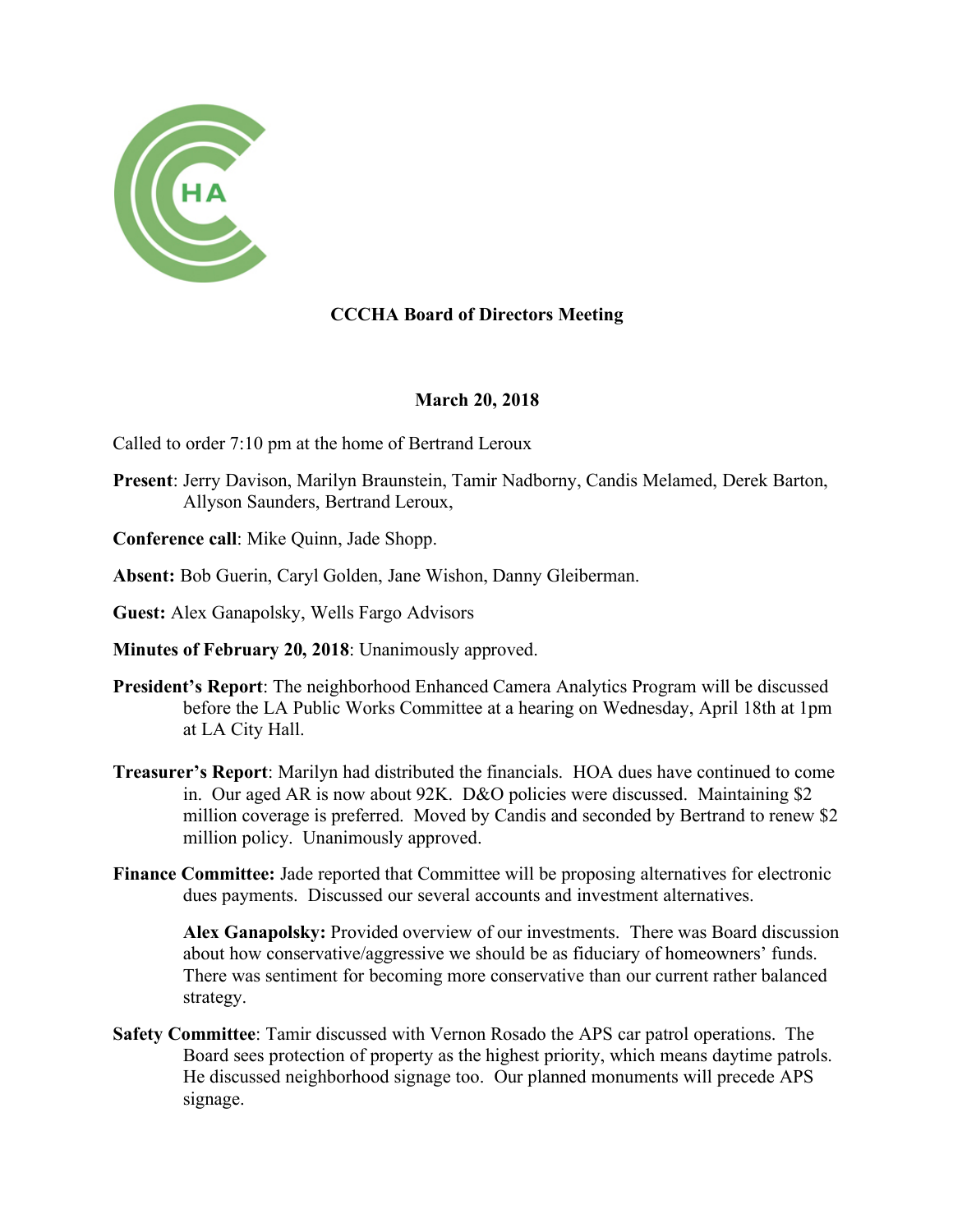# CCCHA Board of Directors Meeting

**March 20, 2018**

Called to order 7:10 pm at the home of Bertrand Leroux

**Present**: Jerry Davison, Marilyn Braunstein, Tamir Nadborny, Candis Melamed, Derek Barton, Allyson Saunders, Bertrand Leroux,

**Conference call**: Mike Quinn, Jade Shopp.

**Absent:** Bob Guerin, Caryl Golden, Jane Wishon, Danny Gleiberman.

**Guest:** Alex Ganapolsky, Wells Fargo Advisors

**Minutes of February 20, 2018**: Unanimously approved.

**President's Report**: The neighborhood Enhanced Camera Analytics Program will be discussed before the LA Public Works Committee at a hearing on Wednesday, April 18th at 1pm at LA City Hall.

**Treasurer's Report**: Marilyn had distributed the financials. HOA dues have continued to come in. Our aged AR is now about 92K. D&O policies were discussed. Maintaining $2 million coverage is preferred. Moved by Candis and seconded by Bertrand to renew $2 million policy. Unanimously approved.

**Finance Committee:** Jade reported that Committee will be proposing alternatives for electronic dues payments. Discussed our several accounts and investment alternatives.

**Alex Ganapolsky:** Provided overview of our investments. There was Board discussion about how conservative/aggressive we should be as fiduciary of homeowners' funds. There was sentiment for becoming more conservative than our current rather balanced strategy.

**Safety Committee**: Tamir discussed with Vernon Rosado the APS car patrol operations. The Board sees protection of property as the highest priority, which means daytime patrols. He discussed neighborhood signage too. Our planned monuments will precede APS signage.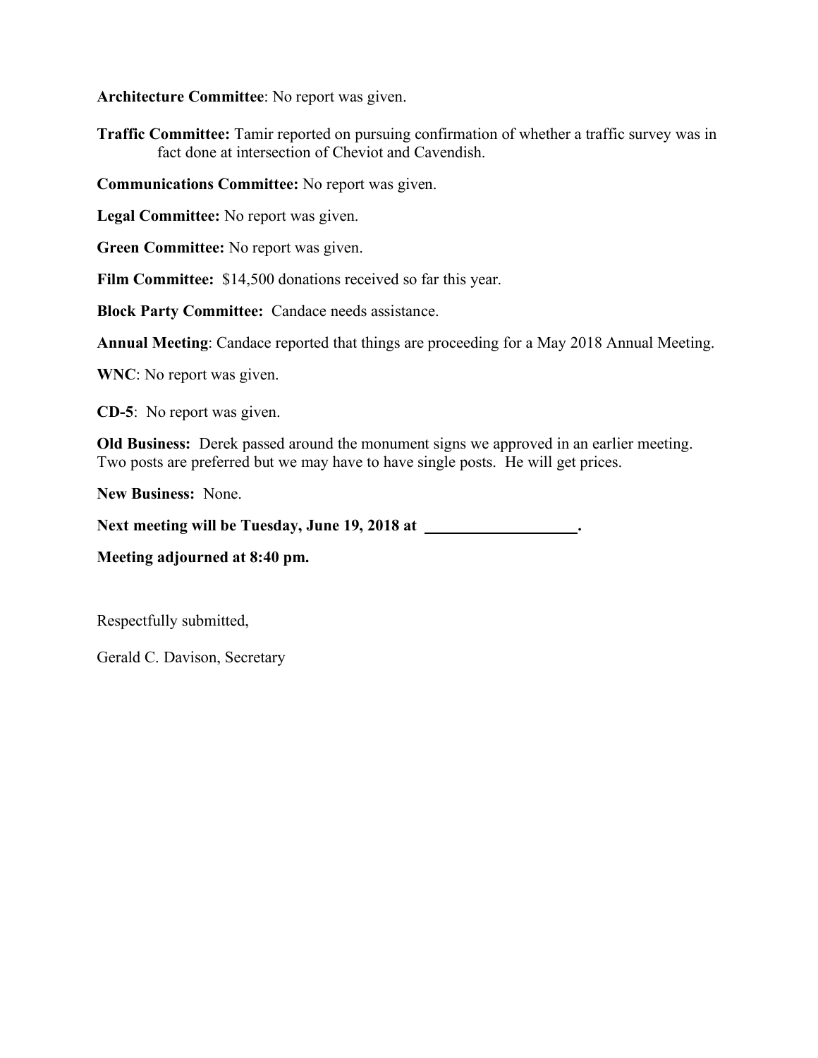**Architecture Committee**: No report was given.

**Traffic Committee:** Tamir reported on pursuing confirmation of whether a traffic survey was in fact done at intersection of Cheviot and Cavendish.

**Communications Committee:** No report was given.

**Legal Committee:** No report was given.

**Green Committee:** No report was given.

**Film Committee:** $14,500 donations received so far this year.

**Block Party Committee:** Candace needs assistance.

**Annual Meeting**: Candace reported that things are proceeding for a May 2018 Annual Meeting.

**WNC**: No report was given.

**CD-5**: No report was given.

**Old Business:** Derek passed around the monument signs we approved in an earlier meeting. Two posts are preferred but we may have to have single posts. He will get prices.

**New Business:** None.

**Next meeting will be Tuesday, June 19, 2018 at \_\_\_\_\_\_\_\_\_\_\_\_\_\_\_\_\_\_\_\_.**

**Meeting adjourned at 8:40 pm.**

Respectfully submitted,

Gerald C. Davison, Secretary